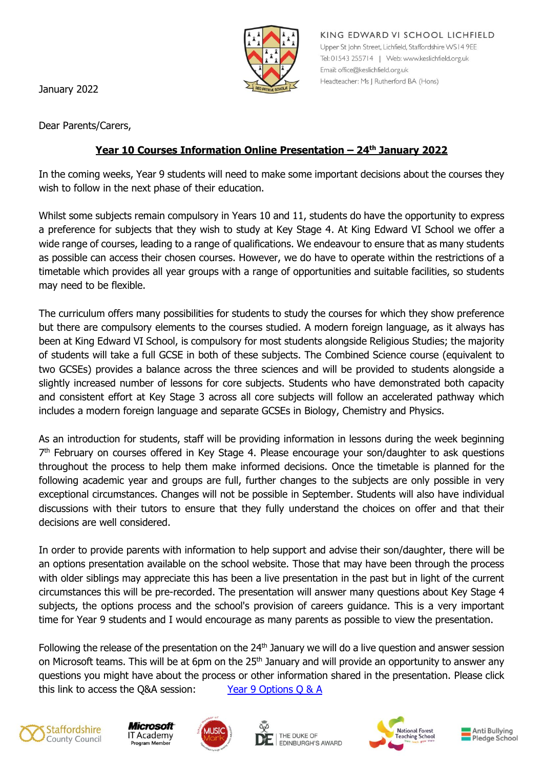KING EDWARD VI SCHOOL LICHFIELD
Upper St John Street, Lichfield, Staffordshire WS14 9EE
Tel: 01543 255714 | Web: www.keslichfield.org.uk
Email: office@keslichfield.org.uk
Headteacher: Ms J Rutherford BA (Hons)

January 2022

Dear Parents/Carers,

**Year 10 Courses Information Online Presentation – 24th January 2022**

In the coming weeks, Year 9 students will need to make some important decisions about the courses they wish to follow in the next phase of their education.

Whilst some subjects remain compulsory in Years 10 and 11, students do have the opportunity to express a preference for subjects that they wish to study at Key Stage 4. At King Edward VI School we offer a wide range of courses, leading to a range of qualifications. We endeavour to ensure that as many students as possible can access their chosen courses. However, we do have to operate within the restrictions of a timetable which provides all year groups with a range of opportunities and suitable facilities, so students may need to be flexible.

The curriculum offers many possibilities for students to study the courses for which they show preference but there are compulsory elements to the courses studied. A modern foreign language, as it always has been at King Edward VI School, is compulsory for most students alongside Religious Studies; the majority of students will take a full GCSE in both of these subjects. The Combined Science course (equivalent to two GCSEs) provides a balance across the three sciences and will be provided to students alongside a slightly increased number of lessons for core subjects. Students who have demonstrated both capacity and consistent effort at Key Stage 3 across all core subjects will follow an accelerated pathway which includes a modern foreign language and separate GCSEs in Biology, Chemistry and Physics.

As an introduction for students, staff will be providing information in lessons during the week beginning 7th February on courses offered in Key Stage 4. Please encourage your son/daughter to ask questions throughout the process to help them make informed decisions. Once the timetable is planned for the following academic year and groups are full, further changes to the subjects are only possible in very exceptional circumstances. Changes will not be possible in September. Students will also have individual discussions with their tutors to ensure that they fully understand the choices on offer and that their decisions are well considered.

In order to provide parents with information to help support and advise their son/daughter, there will be an options presentation available on the school website. Those that may have been through the process with older siblings may appreciate this has been a live presentation in the past but in light of the current circumstances this will be pre-recorded. The presentation will answer many questions about Key Stage 4 subjects, the options process and the school's provision of careers guidance. This is a very important time for Year 9 students and I would encourage as many parents as possible to view the presentation.

Following the release of the presentation on the 24th January we will do a live question and answer session on Microsoft teams. This will be at 6pm on the 25th January and will provide an opportunity to answer any questions you might have about the process or other information shared in the presentation. Please click this link to access the Q&A session: [Year 9 Options Q & A]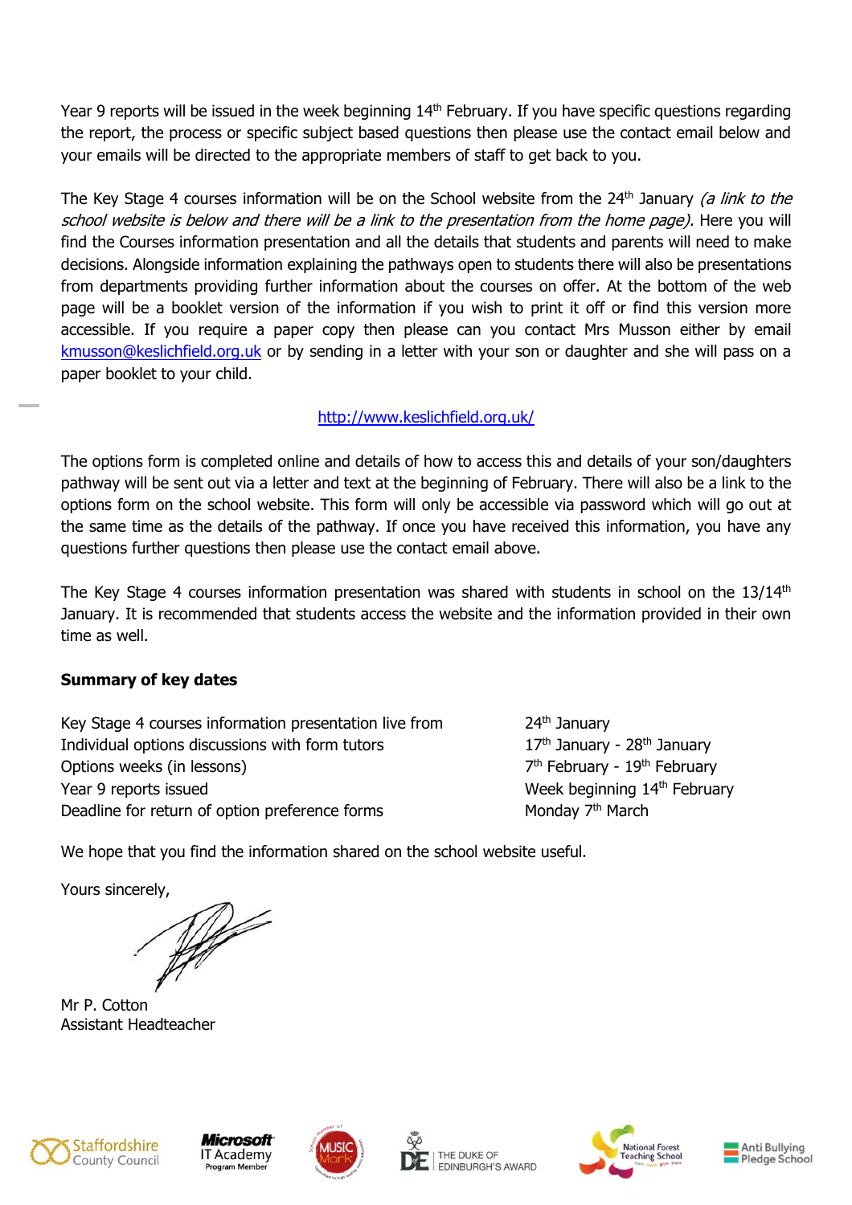Year 9 reports will be issued in the week beginning 14th February. If you have specific questions regarding the report, the process or specific subject based questions then please use the contact email below and your emails will be directed to the appropriate members of staff to get back to you.

The Key Stage 4 courses information will be on the School website from the 24th January *(a link to the school website is below and there will be a link to the presentation from the home page).* Here you will find the Courses information presentation and all the details that students and parents will need to make decisions. Alongside information explaining the pathways open to students there will also be presentations from departments providing further information about the courses on offer. At the bottom of the web page will be a booklet version of the information if you wish to print it off or find this version more accessible. If you require a paper copy then please can you contact Mrs Musson either by email kmusson@keslichfield.org.uk or by sending in a letter with your son or daughter and she will pass on a paper booklet to your child.

http://www.keslichfield.org.uk/

The options form is completed online and details of how to access this and details of your son/daughters pathway will be sent out via a letter and text at the beginning of February. There will also be a link to the options form on the school website. This form will only be accessible via password which will go out at the same time as the details of the pathway. If once you have received this information, you have any questions further questions then please use the contact email above.

The Key Stage 4 courses information presentation was shared with students in school on the 13/14th January. It is recommended that students access the website and the information provided in their own time as well.

**Summary of key dates**

| | |
|---|---|
| Key Stage 4 courses information presentation live from | 24th January |
| Individual options discussions with form tutors | 17th January - 28th January |
| Options weeks (in lessons) | 7th February - 19th February |
| Year 9 reports issued | Week beginning 14th February |
| Deadline for return of option preference forms | Monday 7th March |

We hope that you find the information shared on the school website useful.

Yours sincerely,

Mr P. Cotton
Assistant Headteacher

Staffordshire County Council | Microsoft IT Academy Program Member | Music Mark | The Duke of Edinburgh's Award | National Forest Teaching School | Anti Bullying Pledge School